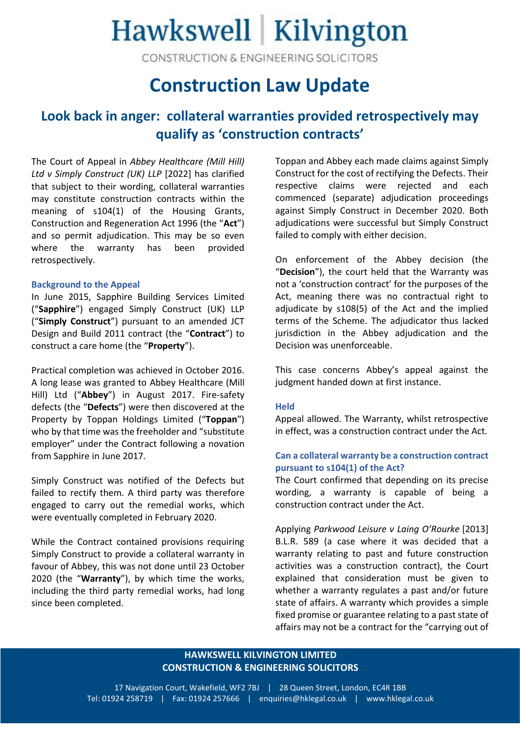# Hawkswell | Kilvington

CONSTRUCTION & ENGINEERING SOLICITORS

# Construction Law Update

## Look back in anger: collateral warranties provided retrospectively may qualify as 'construction contracts'

The Court of Appeal in *Abbey Healthcare (Mill Hill) Ltd v Simply Construct (UK) LLP* [2022] has clarified that subject to their wording, collateral warranties may constitute construction contracts within the meaning of s104(1) of the Housing Grants, Construction and Regeneration Act 1996 (the "**Act**") and so permit adjudication. This may be so even where the warranty has been provided retrospectively.

### Background to the Appeal

In June 2015, Sapphire Building Services Limited ("**Sapphire**") engaged Simply Construct (UK) LLP ("**Simply Construct**") pursuant to an amended JCT Design and Build 2011 contract (the "**Contract**") to construct a care home (the "**Property**").

Practical completion was achieved in October 2016. A long lease was granted to Abbey Healthcare (Mill Hill) Ltd ("**Abbey**") in August 2017. Fire-safety defects (the "**Defects**") were then discovered at the Property by Toppan Holdings Limited ("**Toppan**") who by that time was the freeholder and "substitute employer" under the Contract following a novation from Sapphire in June 2017.

Simply Construct was notified of the Defects but failed to rectify them. A third party was therefore engaged to carry out the remedial works, which were eventually completed in February 2020.

While the Contract contained provisions requiring Simply Construct to provide a collateral warranty in favour of Abbey, this was not done until 23 October 2020 (the "**Warranty**"), by which time the works, including the third party remedial works, had long since been completed.

Toppan and Abbey each made claims against Simply Construct for the cost of rectifying the Defects. Their respective claims were rejected and each commenced (separate) adjudication proceedings against Simply Construct in December 2020. Both adjudications were successful but Simply Construct failed to comply with either decision.

On enforcement of the Abbey decision (the "**Decision**"), the court held that the Warranty was not a 'construction contract' for the purposes of the Act, meaning there was no contractual right to adjudicate by s108(5) of the Act and the implied terms of the Scheme. The adjudicator thus lacked jurisdiction in the Abbey adjudication and the Decision was unenforceable.

This case concerns Abbey's appeal against the judgment handed down at first instance.

### Held

Appeal allowed. The Warranty, whilst retrospective in effect, was a construction contract under the Act.

### Can a collateral warranty be a construction contract pursuant to s104(1) of the Act?

The Court confirmed that depending on its precise wording, a warranty is capable of being a construction contract under the Act.

Applying *Parkwood Leisure v Laing O'Rourke* [2013] B.L.R. 589 (a case where it was decided that a warranty relating to past and future construction activities was a construction contract), the Court explained that consideration must be given to whether a warranty regulates a past and/or future state of affairs. A warranty which provides a simple fixed promise or guarantee relating to a past state of affairs may not be a contract for the "carrying out of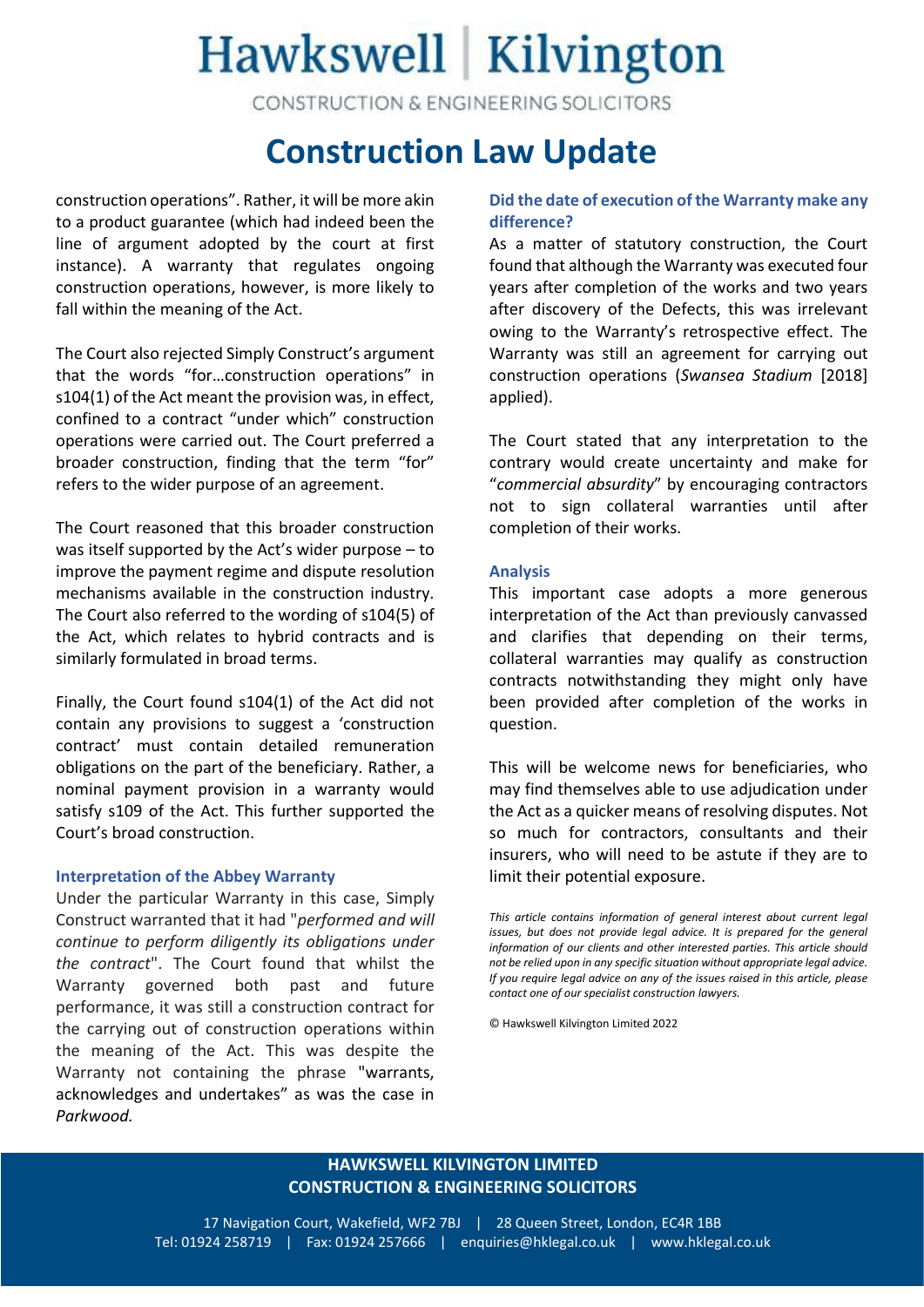construction operations". Rather, it will be more akin to a product guarantee (which had indeed been the line of argument adopted by the court at first instance). A warranty that regulates ongoing construction operations, however, is more likely to fall within the meaning of the Act.

The Court also rejected Simply Construct's argument that the words "for…construction operations" in s104(1) of the Act meant the provision was, in effect, confined to a contract "under which" construction operations were carried out. The Court preferred a broader construction, finding that the term "for" refers to the wider purpose of an agreement.

The Court reasoned that this broader construction was itself supported by the Act's wider purpose – to improve the payment regime and dispute resolution mechanisms available in the construction industry. The Court also referred to the wording of s104(5) of the Act, which relates to hybrid contracts and is similarly formulated in broad terms.

Finally, the Court found s104(1) of the Act did not contain any provisions to suggest a 'construction contract' must contain detailed remuneration obligations on the part of the beneficiary. Rather, a nominal payment provision in a warranty would satisfy s109 of the Act. This further supported the Court's broad construction.

### Interpretation of the Abbey Warranty

Under the particular Warranty in this case, Simply Construct warranted that it had "*performed and will continue to perform diligently its obligations under the contract*". The Court found that whilst the Warranty governed both past and future performance, it was still a construction contract for the carrying out of construction operations within the meaning of the Act. This was despite the Warranty not containing the phrase "warrants, acknowledges and undertakes" as was the case in *Parkwood.*

### Did the date of execution of the Warranty make any difference?

As a matter of statutory construction, the Court found that although the Warranty was executed four years after completion of the works and two years after discovery of the Defects, this was irrelevant owing to the Warranty's retrospective effect. The Warranty was still an agreement for carrying out construction operations (*Swansea Stadium* [2018] applied).

The Court stated that any interpretation to the contrary would create uncertainty and make for "*commercial absurdity*" by encouraging contractors not to sign collateral warranties until after completion of their works.

### Analysis

This important case adopts a more generous interpretation of the Act than previously canvassed and clarifies that depending on their terms, collateral warranties may qualify as construction contracts notwithstanding they might only have been provided after completion of the works in question.

This will be welcome news for beneficiaries, who may find themselves able to use adjudication under the Act as a quicker means of resolving disputes. Not so much for contractors, consultants and their insurers, who will need to be astute if they are to limit their potential exposure.

*This article contains information of general interest about current legal issues, but does not provide legal advice. It is prepared for the general information of our clients and other interested parties. This article should not be relied upon in any specific situation without appropriate legal advice. If you require legal advice on any of the issues raised in this article, please contact one of our specialist construction lawyers.*

© Hawkswell Kilvington Limited 2022

**HAWKSWELL KILVINGTON LIMITED**
**CONSTRUCTION & ENGINEERING SOLICITORS**

17 Navigation Court, Wakefield, WF2 7BJ | 28 Queen Street, London, EC4R 1BB
Tel: 01924 258719 | Fax: 01924 257666 | enquiries@hklegal.co.uk | www.hklegal.co.uk